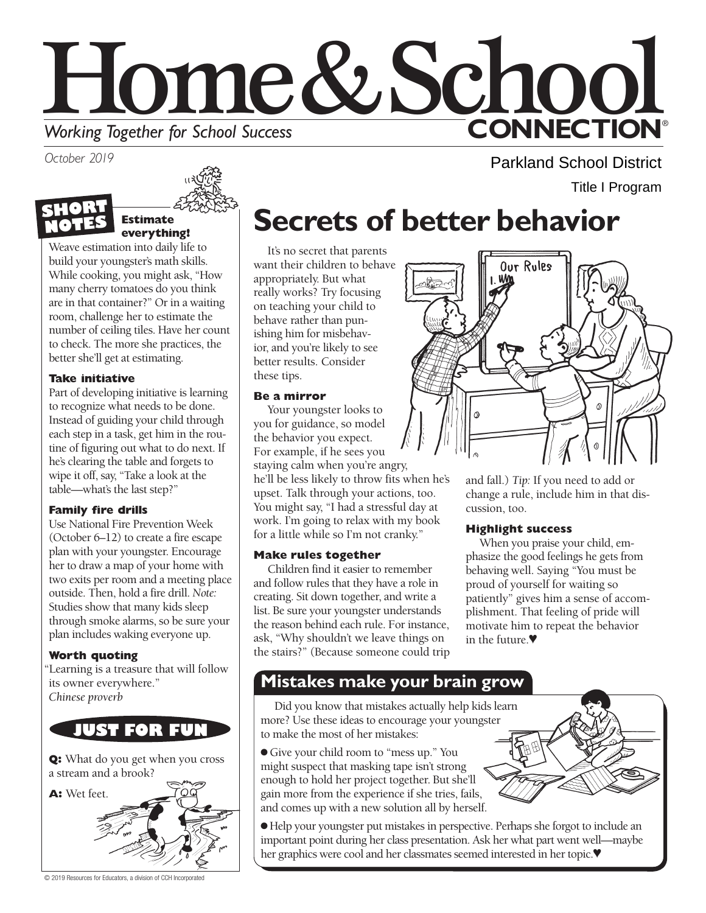# Home & School CONNECTION®

*Working Together for School Success*

*October 2019*

Parkland School District

Title I Program

## SHORT NOTES

### Estimate everything!

Weave estimation into daily life to build your youngster's math skills. While cooking, you might ask, "How many cherry tomatoes do you think are in that container?" Or in a waiting room, challenge her to estimate the number of ceiling tiles. Have her count to check. The more she practices, the better she'll get at estimating.

### Take initiative

Part of developing initiative is learning to recognize what needs to be done. Instead of guiding your child through each step in a task, get him in the routine of figuring out what to do next. If he's clearing the table and forgets to wipe it off, say, "Take a look at the table—what's the last step?"

### Family fire drills

Use National Fire Prevention Week (October 6–12) to create a fire escape plan with your youngster. Encourage her to draw a map of your home with two exits per room and a meeting place outside. Then, hold a fire drill. *Note:* Studies show that many kids sleep through smoke alarms, so be sure your plan includes waking everyone up.

### Worth quoting

"Learning is a treasure that will follow its owner everywhere."
*Chinese proverb*

## JUST FOR FUN

**Q:** What do you get when you cross a stream and a brook?

**A:** Wet feet.

# Secrets of better behavior

It's no secret that parents want their children to behave appropriately. But what really works? Try focusing on teaching your child to behave rather than punishing him for misbehavior, and you're likely to see better results. Consider these tips.

### Be a mirror

Your youngster looks to you for guidance, so model the behavior you expect. For example, if he sees you staying calm when you're angry, he'll be less likely to throw fits when he's upset. Talk through your actions, too. You might say, "I had a stressful day at work. I'm going to relax with my book for a little while so I'm not cranky."

### Make rules together

Children find it easier to remember and follow rules that they have a role in creating. Sit down together, and write a list. Be sure your youngster understands the reason behind each rule. For instance, ask, "Why shouldn't we leave things on the stairs?" (Because someone could trip and fall.) *Tip:* If you need to add or change a rule, include him in that discussion, too.

### Highlight success

When you praise your child, emphasize the good feelings he gets from behaving well. Saying "You must be proud of yourself for waiting so patiently" gives him a sense of accomplishment. That feeling of pride will motivate him to repeat the behavior in the future.♥

## Mistakes make your brain grow

Did you know that mistakes actually help kids learn more? Use these ideas to encourage your youngster to make the most of her mistakes:

- Give your child room to "mess up." You might suspect that masking tape isn't strong enough to hold her project together. But she'll gain more from the experience if she tries, fails, and comes up with a new solution all by herself.
- Help your youngster put mistakes in perspective. Perhaps she forgot to include an important point during her class presentation. Ask her what part went well—maybe her graphics were cool and her classmates seemed interested in her topic.♥

© 2019 Resources for Educators, a division of CCH Incorporated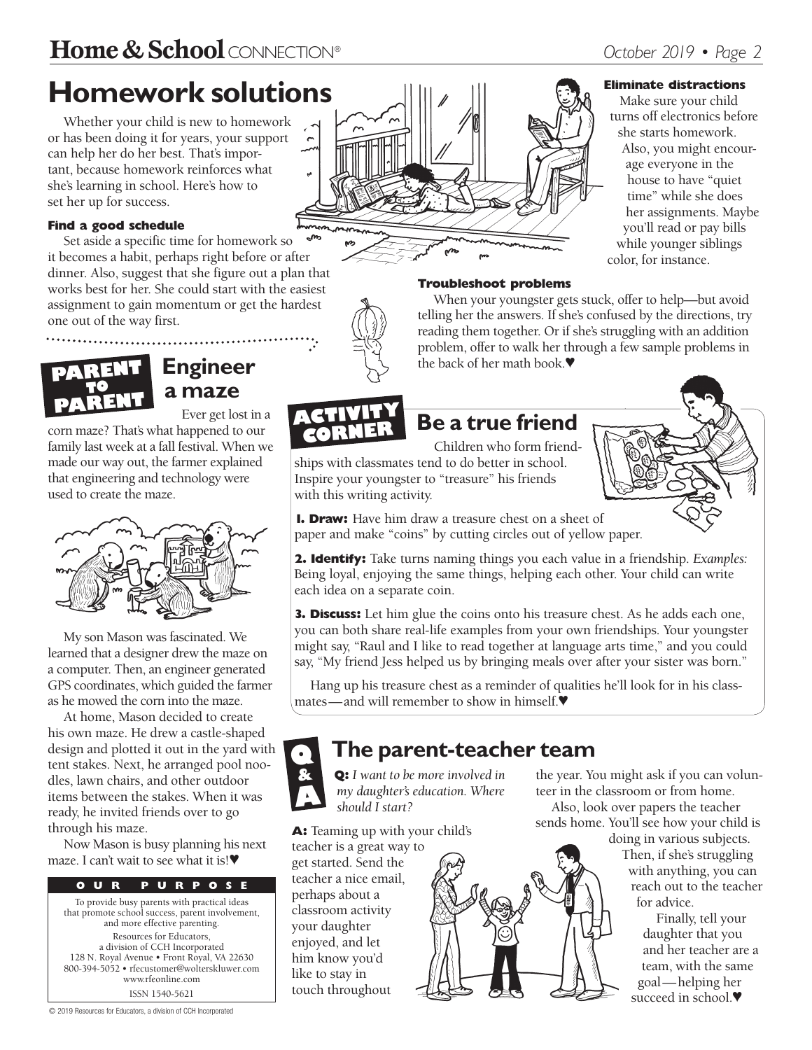# Homework solutions

Whether your child is new to homework or has been doing it for years, your support can help her do her best. That's important, because homework reinforces what she's learning in school. Here's how to set her up for success.

**Find a good schedule**

Set aside a specific time for homework so it becomes a habit, perhaps right before or after dinner. Also, suggest that she figure out a plan that works best for her. She could start with the easiest assignment to gain momentum or get the hardest one out of the way first.

**Eliminate distractions**

Make sure your child turns off electronics before she starts homework.

Also, you might encourage everyone in the house to have "quiet time" while she does her assignments. Maybe you'll read or pay bills while younger siblings color, for instance.

**Troubleshoot problems**

When your youngster gets stuck, offer to help—but avoid telling her the answers. If she's confused by the directions, try reading them together. Or if she's struggling with an addition problem, offer to walk her through a few sample problems in the back of her math book.♥

## PARENT TO PARENT: Engineer a maze

Ever get lost in a corn maze? That's what happened to our family last week at a fall festival. When we made our way out, the farmer explained that engineering and technology were used to create the maze.

My son Mason was fascinated. We learned that a designer drew the maze on a computer. Then, an engineer generated GPS coordinates, which guided the farmer as he mowed the corn into the maze.

At home, Mason decided to create his own maze. He drew a castle-shaped design and plotted it out in the yard with tent stakes. Next, he arranged pool noodles, lawn chairs, and other outdoor items between the stakes. When it was ready, he invited friends over to go through his maze.

Now Mason is busy planning his next maze. I can't wait to see what it is!♥

## ACTIVITY CORNER: Be a true friend

Children who form friendships with classmates tend to do better in school. Inspire your youngster to "treasure" his friends with this writing activity.

**1. Draw:** Have him draw a treasure chest on a sheet of paper and make "coins" by cutting circles out of yellow paper.

**2. Identify:** Take turns naming things you each value in a friendship. *Examples:* Being loyal, enjoying the same things, helping each other. Your child can write each idea on a separate coin.

**3. Discuss:** Let him glue the coins onto his treasure chest. As he adds each one, you can both share real-life examples from your own friendships. Your youngster might say, "Raul and I like to read together at language arts time," and you could say, "My friend Jess helped us by bringing meals over after your sister was born."

Hang up his treasure chest as a reminder of qualities he'll look for in his classmates—and will remember to show in himself.♥

## Q & A: The parent-teacher team

**Q:** *I want to be more involved in my daughter's education. Where should I start?*

**A:** Teaming up with your child's teacher is a great way to get started. Send the teacher a nice email, perhaps about a classroom activity your daughter enjoyed, and let him know you'd like to stay in touch throughout the year. You might ask if you can volunteer in the classroom or from home.

Also, look over papers the teacher sends home. You'll see how your child is doing in various subjects. Then, if she's struggling with anything, you can reach out to the teacher for advice.

Finally, tell your daughter that you and her teacher are a team, with the same goal—helping her succeed in school.♥

**OUR PURPOSE**

To provide busy parents with practical ideas that promote school success, parent involvement, and more effective parenting.

Resources for Educators, a division of CCH Incorporated
128 N. Royal Avenue • Front Royal, VA 22630
800-394-5052 • rfecustomer@wolterskluwer.com
www.rfeonline.com
ISSN 1540-5621

© 2019 Resources for Educators, a division of CCH Incorporated